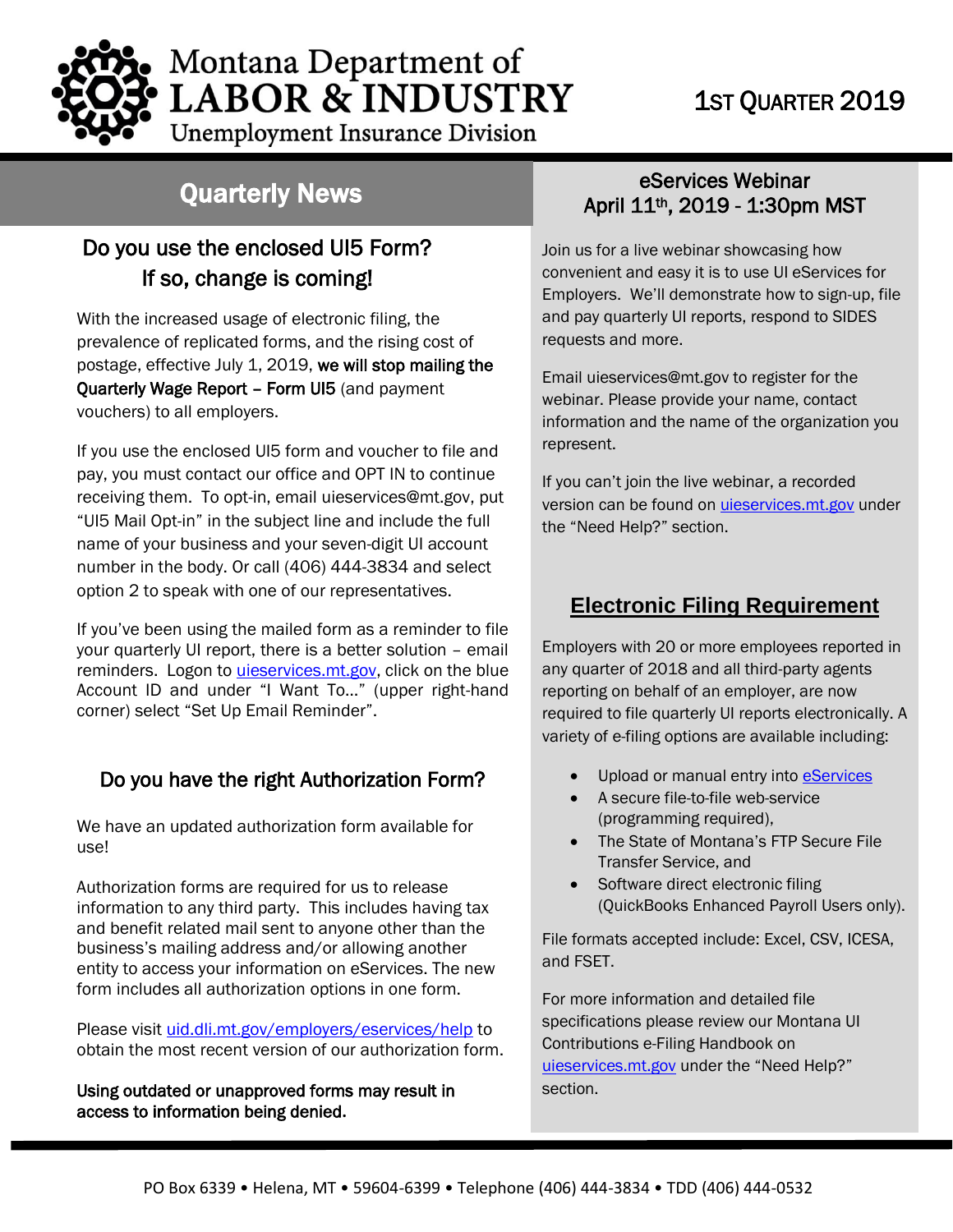# Montana Department of LABOR & INDUSTRY
Unemployment Insurance Division

1ST QUARTER 2019

## Quarterly News

### Do you use the enclosed UI5 Form? If so, change is coming!

With the increased usage of electronic filing, the prevalence of replicated forms, and the rising cost of postage, effective July 1, 2019, **we will stop mailing the Quarterly Wage Report – Form UI5** (and payment vouchers) to all employers.

If you use the enclosed UI5 form and voucher to file and pay, you must contact our office and OPT IN to continue receiving them. To opt-in, email uieservices@mt.gov, put "UI5 Mail Opt-in" in the subject line and include the full name of your business and your seven-digit UI account number in the body. Or call (406) 444-3834 and select option 2 to speak with one of our representatives.

If you've been using the mailed form as a reminder to file your quarterly UI report, there is a better solution – email reminders. Logon to uieservices.mt.gov, click on the blue Account ID and under "I Want To…" (upper right-hand corner) select "Set Up Email Reminder".

### Do you have the right Authorization Form?

We have an updated authorization form available for use!

Authorization forms are required for us to release information to any third party. This includes having tax and benefit related mail sent to anyone other than the business's mailing address and/or allowing another entity to access your information on eServices. The new form includes all authorization options in one form.

Please visit uid.dli.mt.gov/employers/eservices/help to obtain the most recent version of our authorization form.

**Using outdated or unapproved forms may result in access to information being denied.**

### eServices Webinar
### April 11th, 2019 - 1:30pm MST

Join us for a live webinar showcasing how convenient and easy it is to use UI eServices for Employers. We'll demonstrate how to sign-up, file and pay quarterly UI reports, respond to SIDES requests and more.

Email uieservices@mt.gov to register for the webinar. Please provide your name, contact information and the name of the organization you represent.

If you can't join the live webinar, a recorded version can be found on uieservices.mt.gov under the "Need Help?" section.

### Electronic Filing Requirement

Employers with 20 or more employees reported in any quarter of 2018 and all third-party agents reporting on behalf of an employer, are now required to file quarterly UI reports electronically. A variety of e-filing options are available including:

- Upload or manual entry into eServices
- A secure file-to-file web-service (programming required),
- The State of Montana's FTP Secure File Transfer Service, and
- Software direct electronic filing (QuickBooks Enhanced Payroll Users only).

File formats accepted include: Excel, CSV, ICESA, and FSET.

For more information and detailed file specifications please review our Montana UI Contributions e-Filing Handbook on uieservices.mt.gov under the "Need Help?" section.

PO Box 6339 • Helena, MT • 59604-6399 • Telephone (406) 444-3834 • TDD (406) 444-0532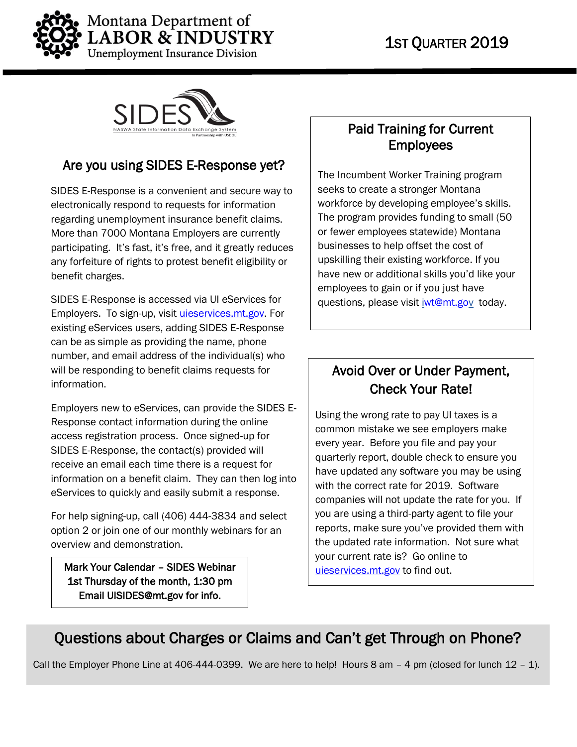Montana Department of
LABOR & INDUSTRY
Unemployment Insurance Division

1ST QUARTER 2019

SIDES
NASWA State Information Data Exchange System
In Partnership with USDOL

## Are you using SIDES E-Response yet?

SIDES E-Response is a convenient and secure way to electronically respond to requests for information regarding unemployment insurance benefit claims. More than 7000 Montana Employers are currently participating. It's fast, it's free, and it greatly reduces any forfeiture of rights to protest benefit eligibility or benefit charges.

SIDES E-Response is accessed via UI eServices for Employers. To sign-up, visit ueservices.mt.gov. For existing eServices users, adding SIDES E-Response can be as simple as providing the name, phone number, and email address of the individual(s) who will be responding to benefit claims requests for information.

Employers new to eServices, can provide the SIDES E-Response contact information during the online access registration process. Once signed-up for SIDES E-Response, the contact(s) provided will receive an email each time there is a request for information on a benefit claim. They can then log into eServices to quickly and easily submit a response.

For help signing-up, call (406) 444-3834 and select option 2 or join one of our monthly webinars for an overview and demonstration.

**Mark Your Calendar – SIDES Webinar**
**1st Thursday of the month, 1:30 pm**
**Email UISIDES@mt.gov for info.**

## Paid Training for Current Employees

The Incumbent Worker Training program seeks to create a stronger Montana workforce by developing employee's skills. The program provides funding to small (50 or fewer employees statewide) Montana businesses to help offset the cost of upskilling their existing workforce. If you have new or additional skills you'd like your employees to gain or if you just have questions, please visit iwt@mt.gov today.

## Avoid Over or Under Payment, Check Your Rate!

Using the wrong rate to pay UI taxes is a common mistake we see employers make every year. Before you file and pay your quarterly report, double check to ensure you have updated any software you may be using with the correct rate for 2019. Software companies will not update the rate for you. If you are using a third-party agent to file your reports, make sure you've provided them with the updated rate information. Not sure what your current rate is? Go online to ueservices.mt.gov to find out.

## Questions about Charges or Claims and Can't get Through on Phone?

Call the Employer Phone Line at 406-444-0399. We are here to help! Hours 8 am – 4 pm (closed for lunch 12 – 1).